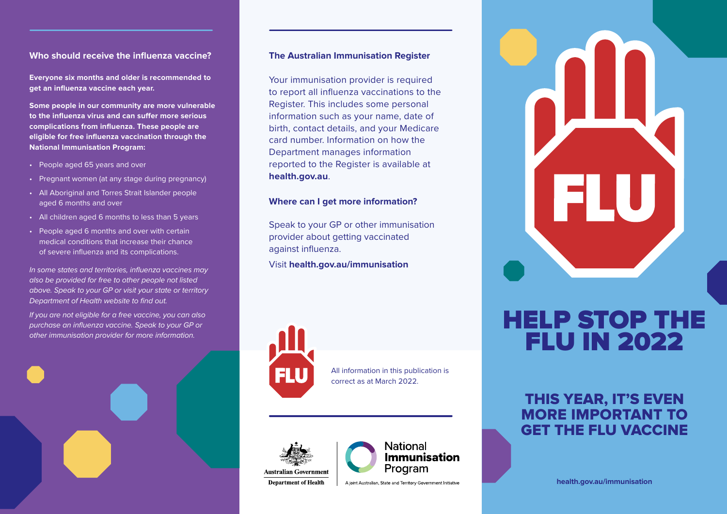## Who should receive the influenza vaccine?

**Everyone six months and older is recommended to get an influenza vaccine each year.**

**Some people in our community are more vulnerable to the influenza virus and can suffer more serious complications from influenza. These people are eligible for free influenza vaccination through the National Immunisation Program:**

- People aged 65 years and over
- Pregnant women (at any stage during pregnancy)
- All Aboriginal and Torres Strait Islander people aged 6 months and over
- All children aged 6 months to less than 5 years
- People aged 6 months and over with certain medical conditions that increase their chance of severe influenza and its complications.

*In some states and territories, influenza vaccines may also be provided for free to other people not listed above. Speak to your GP or visit your state or territory Department of Health website to find out.*

*If you are not eligible for a free vaccine, you can also purchase an influenza vaccine. Speak to your GP or other immunisation provider for more information.*

## The Australian Immunisation Register

Your immunisation provider is required to report all influenza vaccinations to the Register. This includes some personal information such as your name, date of birth, contact details, and your Medicare card number. Information on how the Department manages information reported to the Register is available at **health.gov.au**.

## Where can I get more information?

Speak to your GP or other immunisation provider about getting vaccinated against influenza.

Visit **health.gov.au/immunisation**

FLU

All information in this publication is correct as at March 2022.

Australian Government
Department of Health

National Immunisation Program
A joint Australian, State and Territory Government Initiative

FLU

# HELP STOP THE FLU IN 2022

## THIS YEAR, IT'S EVEN MORE IMPORTANT TO GET THE FLU VACCINE

**health.gov.au/immunisation**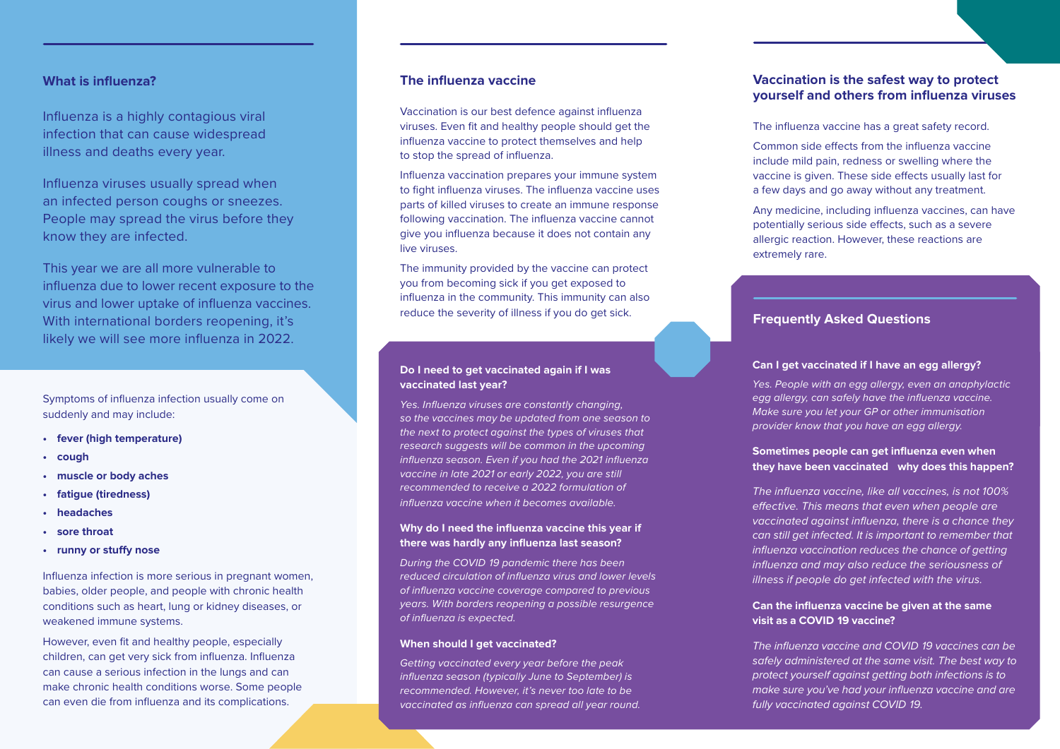## What is influenza?

Influenza is a highly contagious viral infection that can cause widespread illness and deaths every year.

Influenza viruses usually spread when an infected person coughs or sneezes. People may spread the virus before they know they are infected.

This year we are all more vulnerable to influenza due to lower recent exposure to the virus and lower uptake of influenza vaccines. With international borders reopening, it's likely we will see more influenza in 2022.

Symptoms of influenza infection usually come on suddenly and may include:

- **fever (high temperature)**
- **cough**
- **muscle or body aches**
- **fatigue (tiredness)**
- **headaches**
- **sore throat**
- **runny or stuffy nose**

Influenza infection is more serious in pregnant women, babies, older people, and people with chronic health conditions such as heart, lung or kidney diseases, or weakened immune systems.

However, even fit and healthy people, especially children, can get very sick from influenza. Influenza can cause a serious infection in the lungs and can make chronic health conditions worse. Some people can even die from influenza and its complications.

## The influenza vaccine

Vaccination is our best defence against influenza viruses. Even fit and healthy people should get the influenza vaccine to protect themselves and help to stop the spread of influenza.

Influenza vaccination prepares your immune system to fight influenza viruses. The influenza vaccine uses parts of killed viruses to create an immune response following vaccination. The influenza vaccine cannot give you influenza because it does not contain any live viruses.

The immunity provided by the vaccine can protect you from becoming sick if you get exposed to influenza in the community. This immunity can also reduce the severity of illness if you do get sick.

## Vaccination is the safest way to protect yourself and others from influenza viruses

The influenza vaccine has a great safety record.

Common side effects from the influenza vaccine include mild pain, redness or swelling where the vaccine is given. These side effects usually last for a few days and go away without any treatment.

Any medicine, including influenza vaccines, can have potentially serious side effects, such as a severe allergic reaction. However, these reactions are extremely rare.

## Frequently Asked Questions

**Do I need to get vaccinated again if I was vaccinated last year?**

*Yes. Influenza viruses are constantly changing, so the vaccines may be updated from one season to the next to protect against the types of viruses that research suggests will be common in the upcoming influenza season. Even if you had the 2021 influenza vaccine in late 2021 or early 2022, you are still recommended to receive a 2022 formulation of influenza vaccine when it becomes available.*

**Why do I need the influenza vaccine this year if there was hardly any influenza last season?**

*During the COVID 19 pandemic there has been reduced circulation of influenza virus and lower levels of influenza vaccine coverage compared to previous years. With borders reopening a possible resurgence of influenza is expected.*

**When should I get vaccinated?**

*Getting vaccinated every year before the peak influenza season (typically June to September) is recommended. However, it's never too late to be vaccinated as influenza can spread all year round.*

**Can I get vaccinated if I have an egg allergy?**

*Yes. People with an egg allergy, even an anaphylactic egg allergy, can safely have the influenza vaccine. Make sure you let your GP or other immunisation provider know that you have an egg allergy.*

**Sometimes people can get influenza even when they have been vaccinated why does this happen?**

*The influenza vaccine, like all vaccines, is not 100% effective. This means that even when people are vaccinated against influenza, there is a chance they can still get infected. It is important to remember that influenza vaccination reduces the chance of getting influenza and may also reduce the seriousness of illness if people do get infected with the virus.*

**Can the influenza vaccine be given at the same visit as a COVID 19 vaccine?**

*The influenza vaccine and COVID 19 vaccines can be safely administered at the same visit. The best way to protect yourself against getting both infections is to make sure you've had your influenza vaccine and are fully vaccinated against COVID 19.*